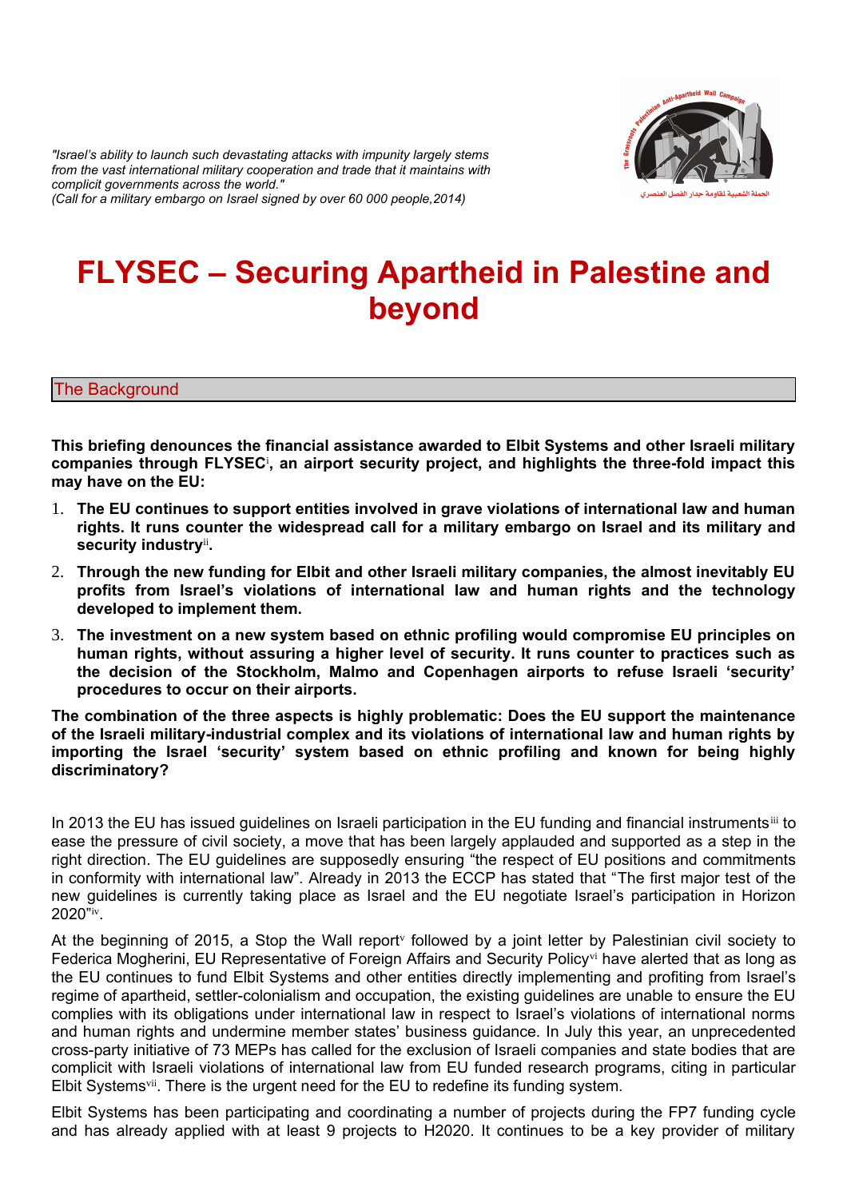*"Israel's ability to launch such devastating attacks with impunity largely stems from the vast international military cooperation and trade that it maintains with complicit governments across the world."*
*(Call for a military embargo on Israel signed by over 60 000 people,2014)*

# FLYSEC – Securing Apartheid in Palestine and beyond

## The Background

**This briefing denounces the financial assistance awarded to Elbit Systems and other Israeli military companies through FLYSEC[i], an airport security project, and highlights the three-fold impact this may have on the EU:**

1. **The EU continues to support entities involved in grave violations of international law and human rights. It runs counter the widespread call for a military embargo on Israel and its military and security industry[ii].**
2. **Through the new funding for Elbit and other Israeli military companies, the almost inevitably EU profits from Israel's violations of international law and human rights and the technology developed to implement them.**
3. **The investment on a new system based on ethnic profiling would compromise EU principles on human rights, without assuring a higher level of security. It runs counter to practices such as the decision of the Stockholm, Malmo and Copenhagen airports to refuse Israeli 'security' procedures to occur on their airports.**

**The combination of the three aspects is highly problematic: Does the EU support the maintenance of the Israeli military-industrial complex and its violations of international law and human rights by importing the Israel 'security' system based on ethnic profiling and known for being highly discriminatory?**

In 2013 the EU has issued guidelines on Israeli participation in the EU funding and financial instruments[iii] to ease the pressure of civil society, a move that has been largely applauded and supported as a step in the right direction. The EU guidelines are supposedly ensuring "the respect of EU positions and commitments in conformity with international law". Already in 2013 the ECCP has stated that "The first major test of the new guidelines is currently taking place as Israel and the EU negotiate Israel's participation in Horizon 2020"[iv].

At the beginning of 2015, a Stop the Wall report[v] followed by a joint letter by Palestinian civil society to Federica Mogherini, EU Representative of Foreign Affairs and Security Policy[vi] have alerted that as long as the EU continues to fund Elbit Systems and other entities directly implementing and profiting from Israel's regime of apartheid, settler-colonialism and occupation, the existing guidelines are unable to ensure the EU complies with its obligations under international law in respect to Israel's violations of international norms and human rights and undermine member states' business guidance. In July this year, an unprecedented cross-party initiative of 73 MEPs has called for the exclusion of Israeli companies and state bodies that are complicit with Israeli violations of international law from EU funded research programs, citing in particular Elbit Systems[vii]. There is the urgent need for the EU to redefine its funding system.

Elbit Systems has been participating and coordinating a number of projects during the FP7 funding cycle and has already applied with at least 9 projects to H2020. It continues to be a key provider of military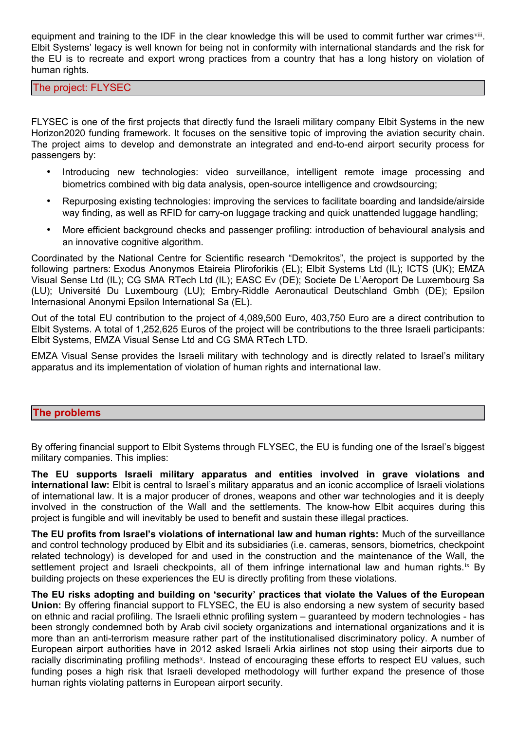equipment and training to the IDF in the clear knowledge this will be used to commit further war crimes[viii]. Elbit Systems' legacy is well known for being not in conformity with international standards and the risk for the EU is to recreate and export wrong practices from a country that has a long history on violation of human rights.

## The project: FLYSEC

FLYSEC is one of the first projects that directly fund the Israeli military company Elbit Systems in the new Horizon2020 funding framework. It focuses on the sensitive topic of improving the aviation security chain. The project aims to develop and demonstrate an integrated and end-to-end airport security process for passengers by:

- Introducing new technologies: video surveillance, intelligent remote image processing and biometrics combined with big data analysis, open-source intelligence and crowdsourcing;
- Repurposing existing technologies: improving the services to facilitate boarding and landside/airside way finding, as well as RFID for carry-on luggage tracking and quick unattended luggage handling;
- More efficient background checks and passenger profiling: introduction of behavioural analysis and an innovative cognitive algorithm.

Coordinated by the National Centre for Scientific research "Demokritos", the project is supported by the following partners: Exodus Anonymos Etaireia Pliroforikis (EL); Elbit Systems Ltd (IL); ICTS (UK); EMZA Visual Sense Ltd (IL); CG SMA RTech Ltd (IL); EASC Ev (DE); Societe De L'Aeroport De Luxembourg Sa (LU); Université Du Luxembourg (LU); Embry-Riddle Aeronautical Deutschland Gmbh (DE); Epsilon Internasional Anonymi Epsilon International Sa (EL).

Out of the total EU contribution to the project of 4,089,500 Euro, 403,750 Euro are a direct contribution to Elbit Systems. A total of 1,252,625 Euros of the project will be contributions to the three Israeli participants: Elbit Systems, EMZA Visual Sense Ltd and CG SMA RTech LTD.

EMZA Visual Sense provides the Israeli military with technology and is directly related to Israel's military apparatus and its implementation of violation of human rights and international law.

## The problems

By offering financial support to Elbit Systems through FLYSEC, the EU is funding one of the Israel's biggest military companies. This implies:

**The EU supports Israeli military apparatus and entities involved in grave violations and international law:** Elbit is central to Israel's military apparatus and an iconic accomplice of Israeli violations of international law. It is a major producer of drones, weapons and other war technologies and it is deeply involved in the construction of the Wall and the settlements. The know-how Elbit acquires during this project is fungible and will inevitably be used to benefit and sustain these illegal practices.

**The EU profits from Israel's violations of international law and human rights:** Much of the surveillance and control technology produced by Elbit and its subsidiaries (i.e. cameras, sensors, biometrics, checkpoint related technology) is developed for and used in the construction and the maintenance of the Wall, the settlement project and Israeli checkpoints, all of them infringe international law and human rights.[ix] By building projects on these experiences the EU is directly profiting from these violations.

**The EU risks adopting and building on 'security' practices that violate the Values of the European Union:** By offering financial support to FLYSEC, the EU is also endorsing a new system of security based on ethnic and racial profiling. The Israeli ethnic profiling system – guaranteed by modern technologies - has been strongly condemned both by Arab civil society organizations and international organizations and it is more than an anti-terrorism measure rather part of the institutionalised discriminatory policy. A number of European airport authorities have in 2012 asked Israeli Arkia airlines not stop using their airports due to racially discriminating profiling methods[x]. Instead of encouraging these efforts to respect EU values, such funding poses a high risk that Israeli developed methodology will further expand the presence of those human rights violating patterns in European airport security.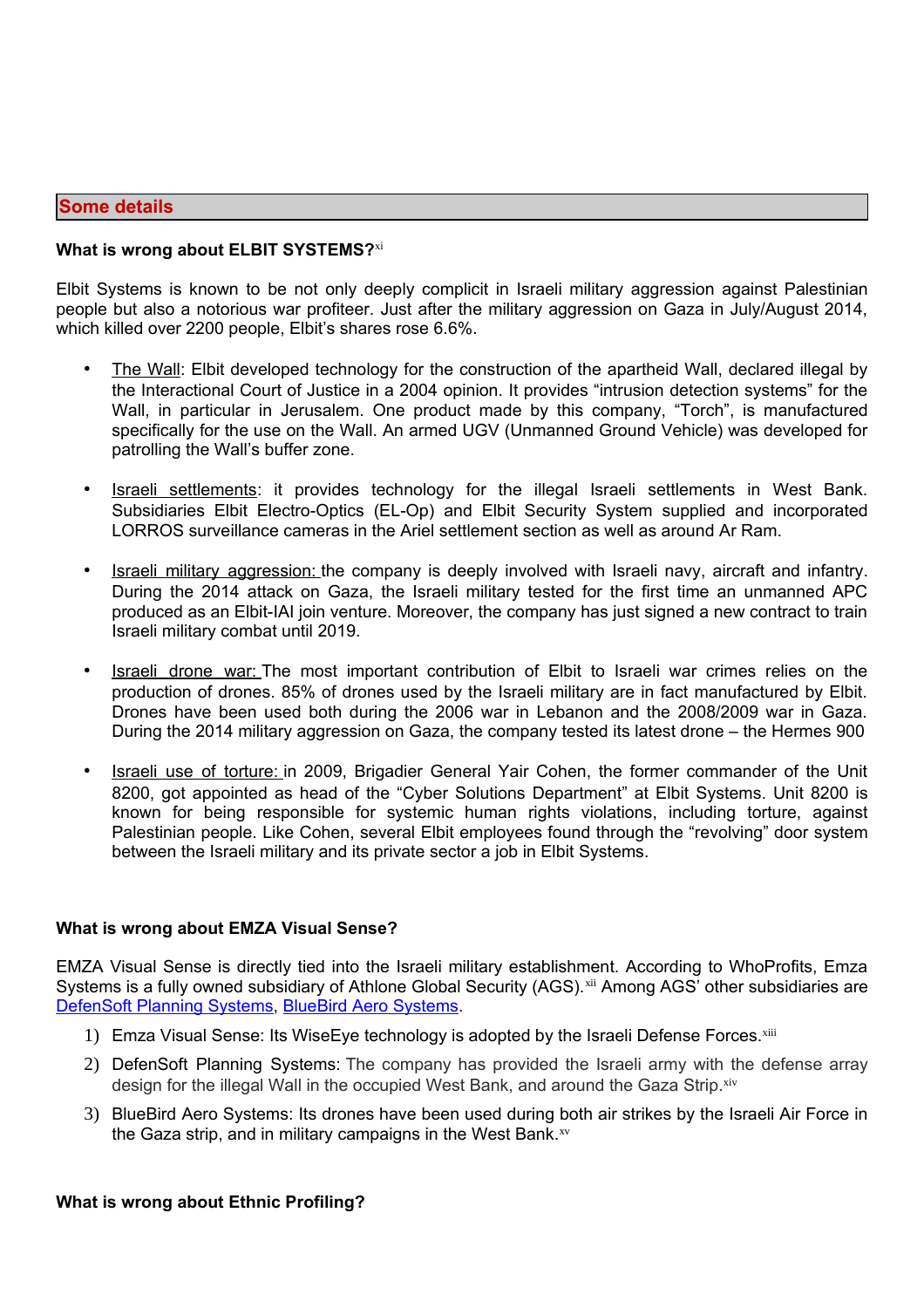## Some details

**What is wrong about ELBIT SYSTEMS?**[xi]

Elbit Systems is known to be not only deeply complicit in Israeli military aggression against Palestinian people but also a notorious war profiteer. Just after the military aggression on Gaza in July/August 2014, which killed over 2200 people, Elbit's shares rose 6.6%.

- The Wall: Elbit developed technology for the construction of the apartheid Wall, declared illegal by the Interactional Court of Justice in a 2004 opinion. It provides "intrusion detection systems" for the Wall, in particular in Jerusalem. One product made by this company, "Torch", is manufactured specifically for the use on the Wall. An armed UGV (Unmanned Ground Vehicle) was developed for patrolling the Wall's buffer zone.

- Israeli settlements: it provides technology for the illegal Israeli settlements in West Bank. Subsidiaries Elbit Electro-Optics (EL-Op) and Elbit Security System supplied and incorporated LORROS surveillance cameras in the Ariel settlement section as well as around Ar Ram.

- Israeli military aggression: the company is deeply involved with Israeli navy, aircraft and infantry. During the 2014 attack on Gaza, the Israeli military tested for the first time an unmanned APC produced as an Elbit-IAI join venture. Moreover, the company has just signed a new contract to train Israeli military combat until 2019.

- Israeli drone war: The most important contribution of Elbit to Israeli war crimes relies on the production of drones. 85% of drones used by the Israeli military are in fact manufactured by Elbit. Drones have been used both during the 2006 war in Lebanon and the 2008/2009 war in Gaza. During the 2014 military aggression on Gaza, the company tested its latest drone – the Hermes 900

- Israeli use of torture: in 2009, Brigadier General Yair Cohen, the former commander of the Unit 8200, got appointed as head of the "Cyber Solutions Department" at Elbit Systems. Unit 8200 is known for being responsible for systemic human rights violations, including torture, against Palestinian people. Like Cohen, several Elbit employees found through the "revolving" door system between the Israeli military and its private sector a job in Elbit Systems.

**What is wrong about EMZA Visual Sense?**

EMZA Visual Sense is directly tied into the Israeli military establishment. According to WhoProfits, Emza Systems is a fully owned subsidiary of Athlone Global Security (AGS).[xii] Among AGS' other subsidiaries are DefenSoft Planning Systems, BlueBird Aero Systems.

1) Emza Visual Sense: Its WiseEye technology is adopted by the Israeli Defense Forces.[xiii]
2) DefenSoft Planning Systems: The company has provided the Israeli army with the defense array design for the illegal Wall in the occupied West Bank, and around the Gaza Strip.[xiv]
3) BlueBird Aero Systems: Its drones have been used during both air strikes by the Israeli Air Force in the Gaza strip, and in military campaigns in the West Bank.[xv]

**What is wrong about Ethnic Profiling?**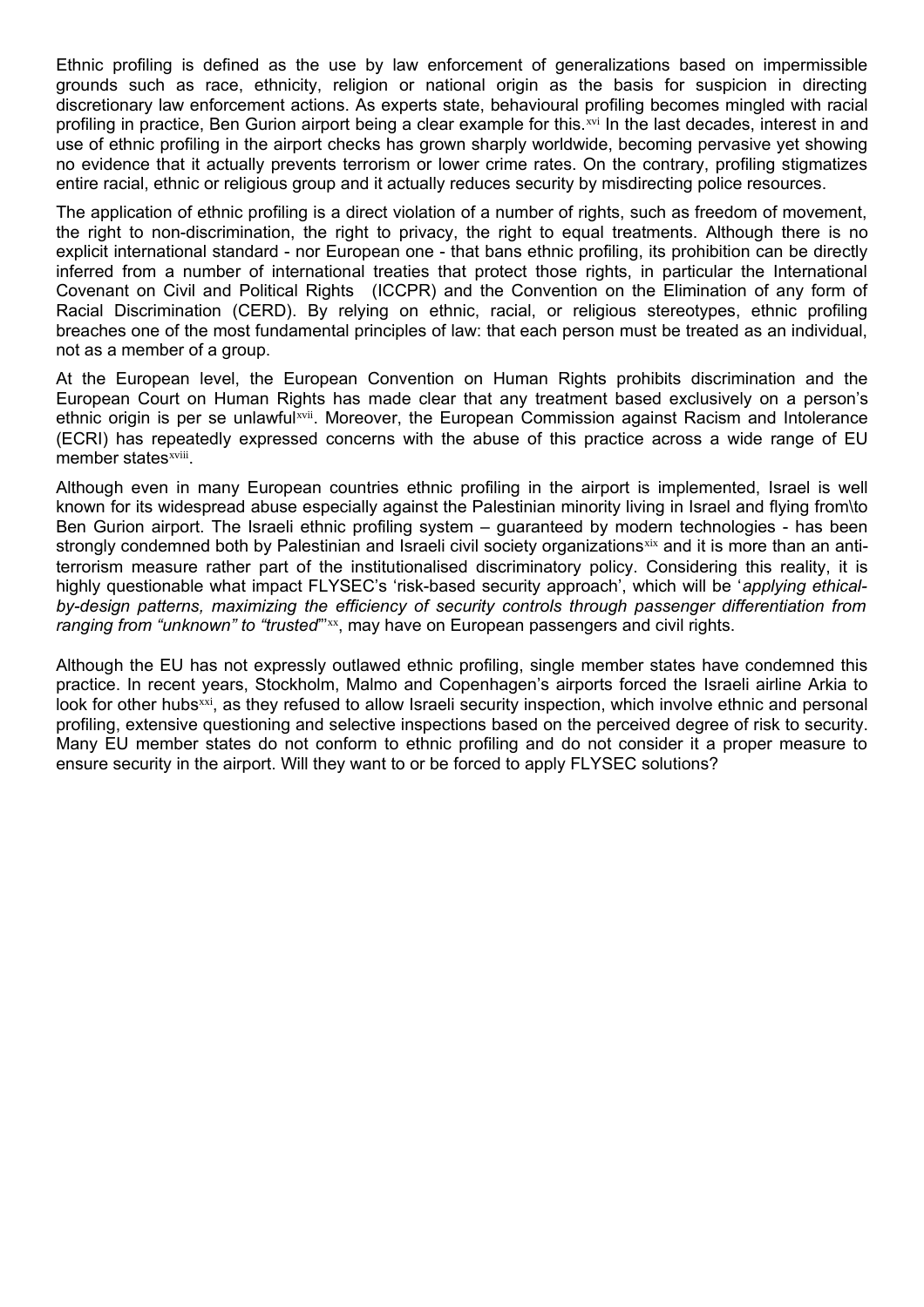Ethnic profiling is defined as the use by law enforcement of generalizations based on impermissible grounds such as race, ethnicity, religion or national origin as the basis for suspicion in directing discretionary law enforcement actions. As experts state, behavioural profiling becomes mingled with racial profiling in practice, Ben Gurion airport being a clear example for this.[xvi] In the last decades, interest in and use of ethnic profiling in the airport checks has grown sharply worldwide, becoming pervasive yet showing no evidence that it actually prevents terrorism or lower crime rates. On the contrary, profiling stigmatizes entire racial, ethnic or religious group and it actually reduces security by misdirecting police resources.

The application of ethnic profiling is a direct violation of a number of rights, such as freedom of movement, the right to non-discrimination, the right to privacy, the right to equal treatments. Although there is no explicit international standard - nor European one - that bans ethnic profiling, its prohibition can be directly inferred from a number of international treaties that protect those rights, in particular the International Covenant on Civil and Political Rights (ICCPR) and the Convention on the Elimination of any form of Racial Discrimination (CERD). By relying on ethnic, racial, or religious stereotypes, ethnic profiling breaches one of the most fundamental principles of law: that each person must be treated as an individual, not as a member of a group.

At the European level, the European Convention on Human Rights prohibits discrimination and the European Court on Human Rights has made clear that any treatment based exclusively on a person's ethnic origin is per se unlawful[xvii]. Moreover, the European Commission against Racism and Intolerance (ECRI) has repeatedly expressed concerns with the abuse of this practice across a wide range of EU member states[xviii].

Although even in many European countries ethnic profiling in the airport is implemented, Israel is well known for its widespread abuse especially against the Palestinian minority living in Israel and flying from\to Ben Gurion airport. The Israeli ethnic profiling system – guaranteed by modern technologies - has been strongly condemned both by Palestinian and Israeli civil society organizations[xix] and it is more than an anti-terrorism measure rather part of the institutionalised discriminatory policy. Considering this reality, it is highly questionable what impact FLYSEC's 'risk-based security approach', which will be '*applying ethical-by-design patterns, maximizing the efficiency of security controls through passenger differentiation from ranging from "unknown" to "trusted"*'[xx], may have on European passengers and civil rights.

Although the EU has not expressly outlawed ethnic profiling, single member states have condemned this practice. In recent years, Stockholm, Malmo and Copenhagen's airports forced the Israeli airline Arkia to look for other hubs[xxi], as they refused to allow Israeli security inspection, which involve ethnic and personal profiling, extensive questioning and selective inspections based on the perceived degree of risk to security. Many EU member states do not conform to ethnic profiling and do not consider it a proper measure to ensure security in the airport. Will they want to or be forced to apply FLYSEC solutions?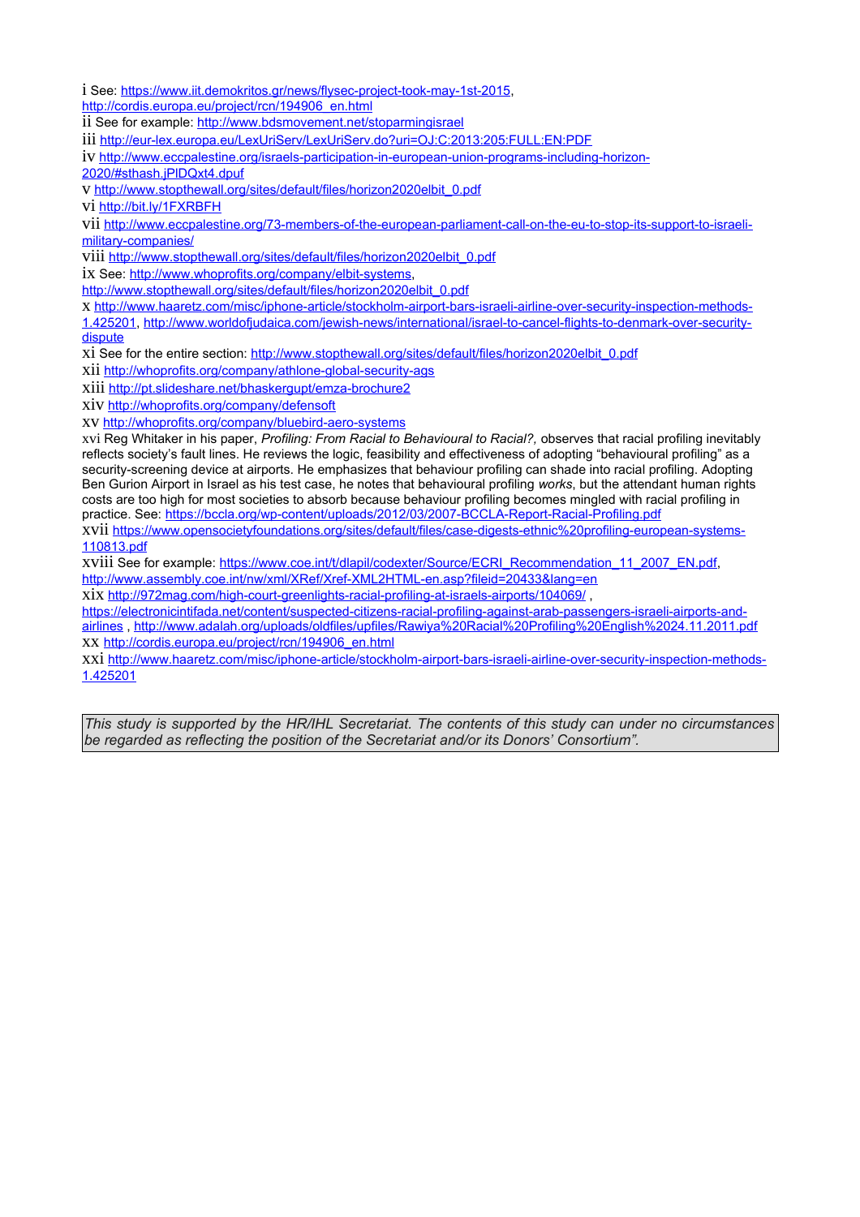i See: https://www.iit.demokritos.gr/news/flysec-project-took-may-1st-2015, http://cordis.europa.eu/project/rcn/194906_en.html

ii See for example: http://www.bdsmovement.net/stoparmingisrael

iii http://eur-lex.europa.eu/LexUriServ/LexUriServ.do?uri=OJ:C:2013:205:FULL:EN:PDF

iv http://www.eccpalestine.org/israels-participation-in-european-union-programs-including-horizon-2020/#sthash.jPlDQxt4.dpuf

v http://www.stopthewall.org/sites/default/files/horizon2020elbit_0.pdf

vi http://bit.ly/1FXRBFH

vii http://www.eccpalestine.org/73-members-of-the-european-parliament-call-on-the-eu-to-stop-its-support-to-israeli-military-companies/

viii http://www.stopthewall.org/sites/default/files/horizon2020elbit_0.pdf

ix See: http://www.whoprofits.org/company/elbit-systems, http://www.stopthewall.org/sites/default/files/horizon2020elbit_0.pdf

x http://www.haaretz.com/misc/iphone-article/stockholm-airport-bars-israeli-airline-over-security-inspection-methods-1.425201, http://www.worldofjudaica.com/jewish-news/international/israel-to-cancel-flights-to-denmark-over-security-dispute

xi See for the entire section: http://www.stopthewall.org/sites/default/files/horizon2020elbit_0.pdf

xii http://whoprofits.org/company/athlone-global-security-ags

xiii http://pt.slideshare.net/bhaskergupt/emza-brochure2

xiv http://whoprofits.org/company/defensoft

xv http://whoprofits.org/company/bluebird-aero-systems

xvi Reg Whitaker in his paper, *Profiling: From Racial to Behavioural to Racial?,* observes that racial profiling inevitably reflects society's fault lines. He reviews the logic, feasibility and effectiveness of adopting "behavioural profiling" as a security-screening device at airports. He emphasizes that behaviour profiling can shade into racial profiling. Adopting Ben Gurion Airport in Israel as his test case, he notes that behavioural profiling *works*, but the attendant human rights costs are too high for most societies to absorb because behaviour profiling becomes mingled with racial profiling in practice. See: https://bccla.org/wp-content/uploads/2012/03/2007-BCCLA-Report-Racial-Profiling.pdf

xvii https://www.opensocietyfoundations.org/sites/default/files/case-digests-ethnic%20profiling-european-systems-110813.pdf

xviii See for example: https://www.coe.int/t/dlapil/codexter/Source/ECRI_Recommendation_11_2007_EN.pdf, http://www.assembly.coe.int/nw/xml/XRef/Xref-XML2HTML-en.asp?fileid=20433&lang=en

xix http://972mag.com/high-court-greenlights-racial-profiling-at-israels-airports/104069/ , https://electronicintifada.net/content/suspected-citizens-racial-profiling-against-arab-passengers-israeli-airports-and-airlines , http://www.adalah.org/uploads/oldfiles/upfiles/Rawiya%20Racial%20Profiling%20English%2024.11.2011.pdf

xx http://cordis.europa.eu/project/rcn/194906_en.html

xxi http://www.haaretz.com/misc/iphone-article/stockholm-airport-bars-israeli-airline-over-security-inspection-methods-1.425201

*This study is supported by the HR/IHL Secretariat. The contents of this study can under no circumstances be regarded as reflecting the position of the Secretariat and/or its Donors' Consortium".*